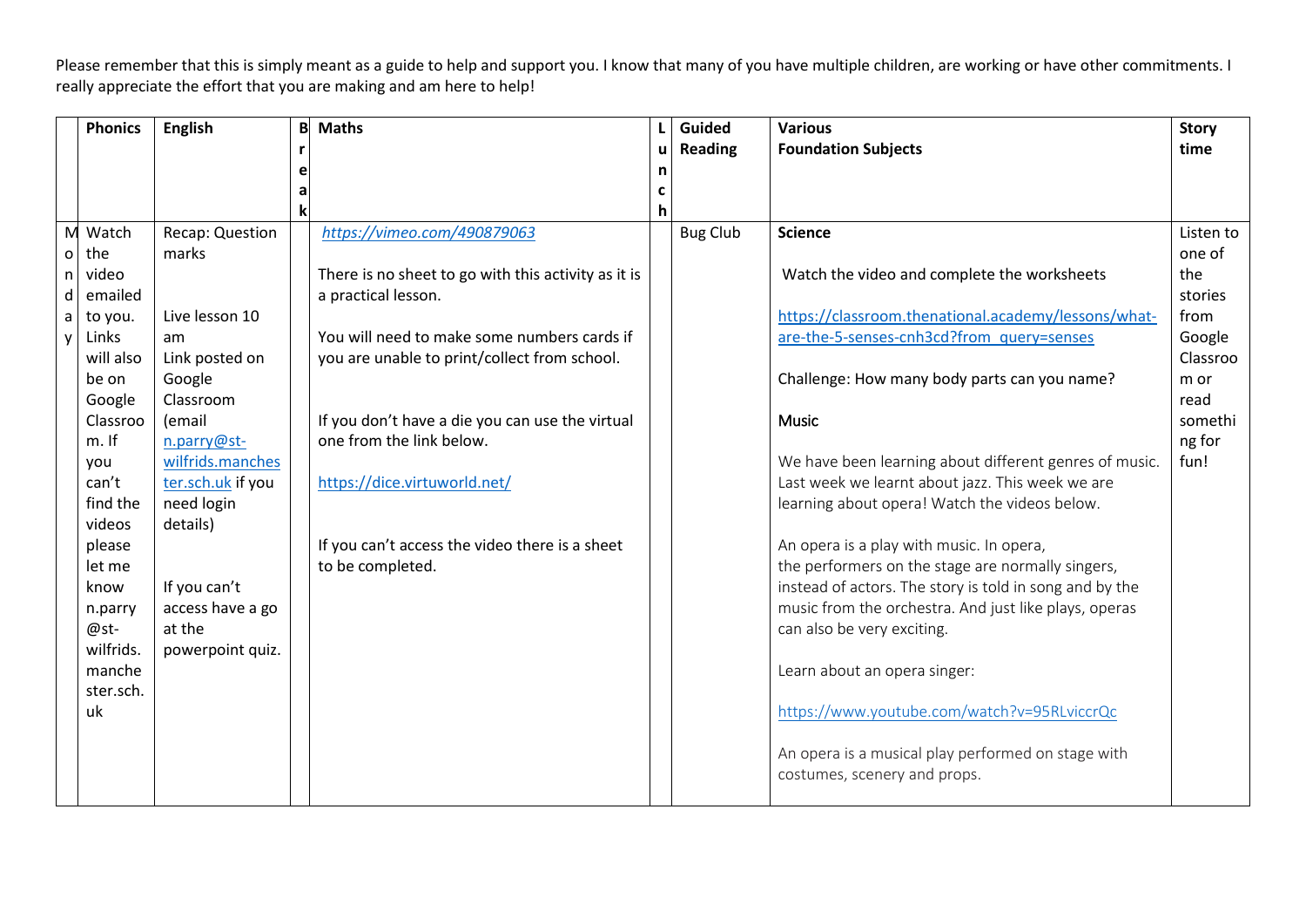Please remember that this is simply meant as a guide to help and support you. I know that many of you have multiple children, are working or have other commitments. I really appreciate the effort that you are making and am here to help!

| | Phonics | English | Break | Maths | Lunch | Guided Reading | Various Foundation Subjects | Story time |
|---|---|---|---|---|---|---|---|---|
| Monday | Watch the video emailed to you. Links will also be on Google Classroom. If you can't find the videos please let me know n.parry@st-wilfrids.manchester.sch.uk | Recap: Question marks<br><br>Live lesson 10 am<br>Link posted on Google Classroom (email n.parry@st-wilfrids.manchester.sch.uk if you need login details)<br><br>If you can't access have a go at the powerpoint quiz. | | *https://vimeo.com/490879063*<br><br>There is no sheet to go with this activity as it is a practical lesson.<br><br>You will need to make some numbers cards if you are unable to print/collect from school.<br><br>If you don't have a die you can use the virtual one from the link below.<br><br>https://dice.virtuworld.net/<br><br>If you can't access the video there is a sheet to be completed. | | Bug Club | **Science**<br><br>Watch the video and complete the worksheets<br><br>https://classroom.thenational.academy/lessons/what-are-the-5-senses-cnh3cd?from_query=senses<br><br>Challenge: How many body parts can you name?<br><br>**Music**<br><br>We have been learning about different genres of music. Last week we learnt about jazz. This week we are learning about opera! Watch the videos below.<br><br>An opera is a play with music. In opera, the performers on the stage are normally singers, instead of actors. The story is told in song and by the music from the orchestra. And just like plays, operas can also be very exciting.<br><br>Learn about an opera singer:<br><br>https://www.youtube.com/watch?v=95RLviccrQc<br><br>An opera is a musical play performed on stage with costumes, scenery and props. | Listen to one of the stories from Google Classroom or read something for fun! |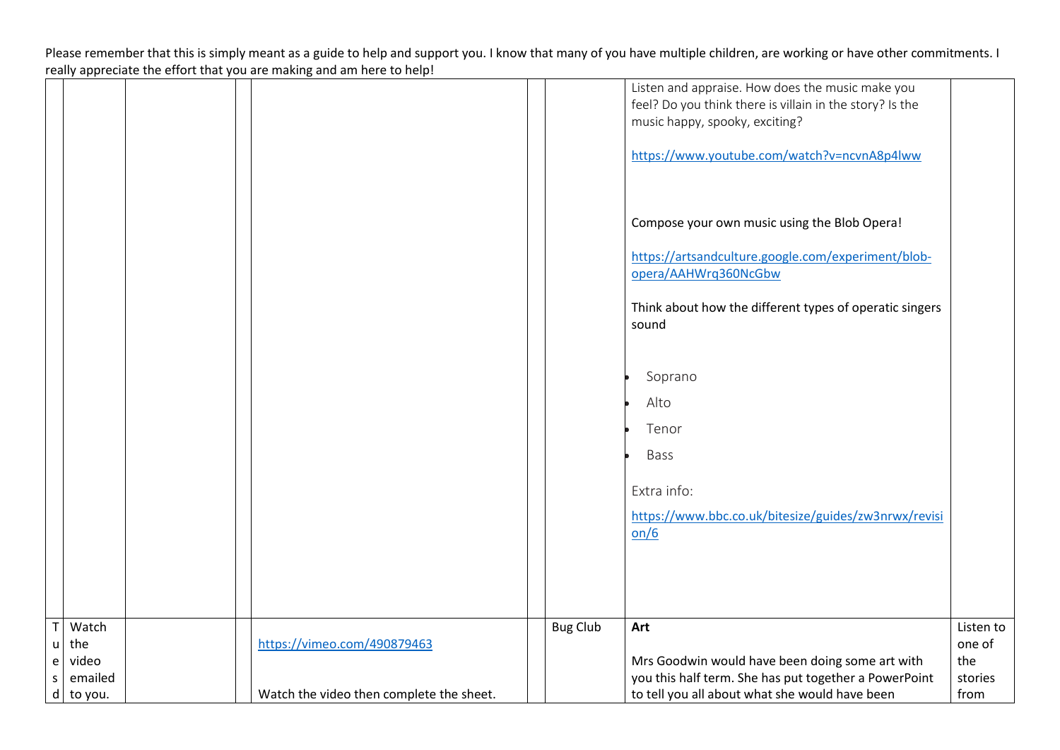Please remember that this is simply meant as a guide to help and support you. I know that many of you have multiple children, are working or have other commitments. I really appreciate the effort that you are making and am here to help!

| | | | | | | | | |
|---|---|---|---|---|---|---|---|---|
| | | | | | | | Listen and appraise. How does the music make you feel? Do you think there is villain in the story? Is the music happy, spooky, exciting?<br><br>https://www.youtube.com/watch?v=ncvnA8p4lww<br><br>Compose your own music using the Blob Opera!<br><br>https://artsandculture.google.com/experiment/blob-opera/AAHWrq360NcGbw<br><br>Think about how the different types of operatic singers sound<br><br>• Soprano<br>• Alto<br>• Tenor<br>• Bass<br><br>Extra info:<br><br>https://www.bbc.co.uk/bitesize/guides/zw3nrwx/revision/6 | |
| Tuesd | Watch the video emailed to you. | | | https://vimeo.com/490879463<br><br>Watch the video then complete the sheet. | | Bug Club | **Art**<br><br>Mrs Goodwin would have been doing some art with you this half term. She has put together a PowerPoint to tell you all about what she would have been | Listen to one of the stories from |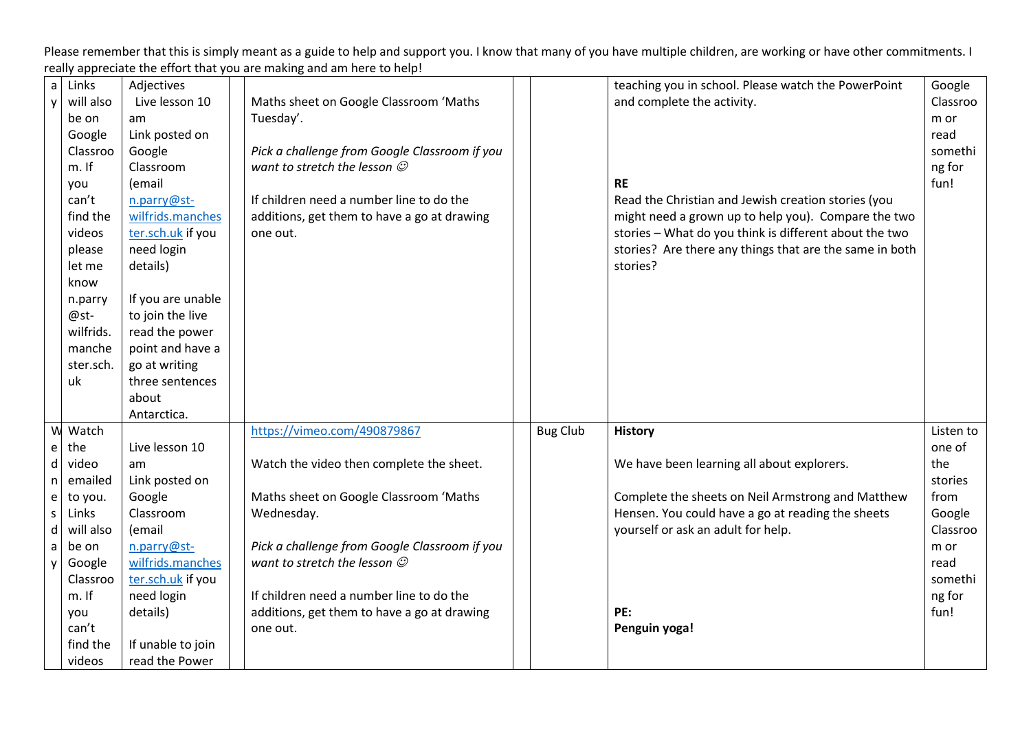Please remember that this is simply meant as a guide to help and support you. I know that many of you have multiple children, are working or have other commitments. I really appreciate the effort that you are making and am here to help!

| | | | | | | | | |
|---|---|---|---|---|---|---|---|---|
| ay | Links will also be on Google Classroom. If you can't find the videos please let me know n.parry@st-wilfrids.manchester.sch.uk | Adjectives<br>Live lesson 10 am<br>Link posted on Google Classroom (email n.parry@st-wilfrids.manchester.sch.uk if you need login details)<br><br>If you are unable to join the live read the power point and have a go at writing three sentences about Antarctica. | | Maths sheet on Google Classroom 'Maths Tuesday'.<br><br>*Pick a challenge from Google Classroom if you want to stretch the lesson ☺*<br><br>If children need a number line to do the additions, get them to have a go at drawing one out. | | | teaching you in school. Please watch the PowerPoint and complete the activity.<br><br>**RE**<br>Read the Christian and Jewish creation stories (you might need a grown up to help you). Compare the two stories – What do you think is different about the two stories? Are there any things that are the same in both stories? | Google Classroom or read something for fun! |
| Wednesday | Watch the video emailed to you. Links will also be on Google Classroom. If you can't find the videos | Live lesson 10 am<br>Link posted on Google Classroom (email n.parry@st-wilfrids.manchester.sch.uk if you need login details)<br><br>If unable to join read the Power | | https://vimeo.com/490879867<br><br>Watch the video then complete the sheet.<br><br>Maths sheet on Google Classroom 'Maths Wednesday.<br><br>*Pick a challenge from Google Classroom if you want to stretch the lesson ☺*<br><br>If children need a number line to do the additions, get them to have a go at drawing one out. | | Bug Club | **History**<br><br>We have been learning all about explorers.<br><br>Complete the sheets on Neil Armstrong and Matthew Hensen. You could have a go at reading the sheets yourself or ask an adult for help.<br><br>**PE:**<br>**Penguin yoga!** | Listen to one of the stories from Google Classroom or read something for fun! |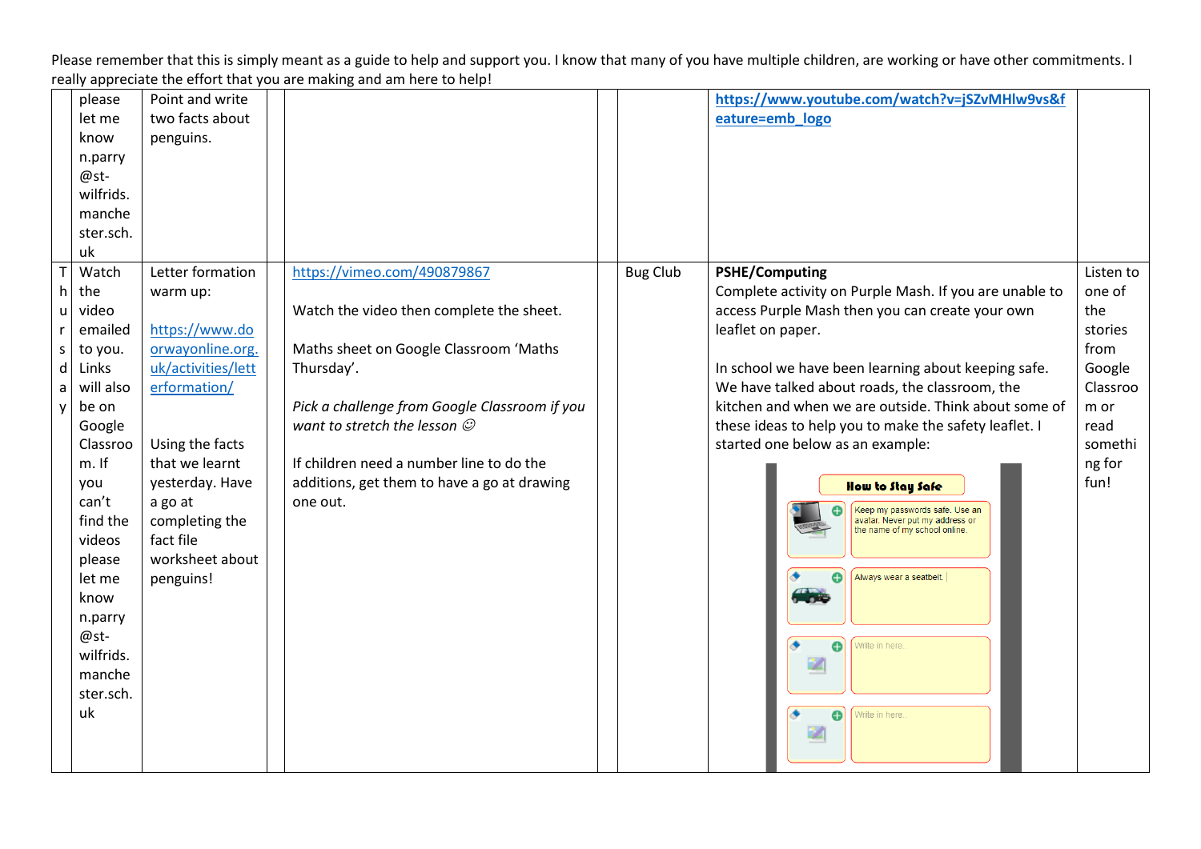Please remember that this is simply meant as a guide to help and support you. I know that many of you have multiple children, are working or have other commitments. I really appreciate the effort that you are making and am here to help!

| | | | | | | | | |
|---|---|---|---|---|---|---|---|---|
| | please let me know n.parry@st-wilfrids.manchester.sch.uk | Point and write two facts about penguins. | | | | | https://www.youtube.com/watch?v=jSZvMHlw9vs&feature=emb_logo | |
| Thursday | Watch the video emailed to you. Links will also be on Google Classroom. If you can't find the videos please let me know n.parry@st-wilfrids.manchester.sch.uk | Letter formation warm up: https://www.doorwayonline.org.uk/activities/letterformation/ Using the facts that we learnt yesterday. Have a go at completing the fact file worksheet about penguins! | | https://vimeo.com/490879867 Watch the video then complete the sheet. Maths sheet on Google Classroom 'Maths Thursday'. *Pick a challenge from Google Classroom if you want to stretch the lesson ☺* If children need a number line to do the additions, get them to have a go at drawing one out. | | Bug Club | **PSHE/Computing** Complete activity on Purple Mash. If you are unable to access Purple Mash then you can create your own leaflet on paper. In school we have been learning about keeping safe. We have talked about roads, the classroom, the kitchen and when we are outside. Think about some of these ideas to help you to make the safety leaflet. I started one below as an example: How to Stay Safe — Keep my passwords safe. Use an avatar. Never put my address or the name of my school online. — Always wear a seatbelt. — Write in here.. — Write in here.. | Listen to one of the stories from Google Classroom or read something for fun! |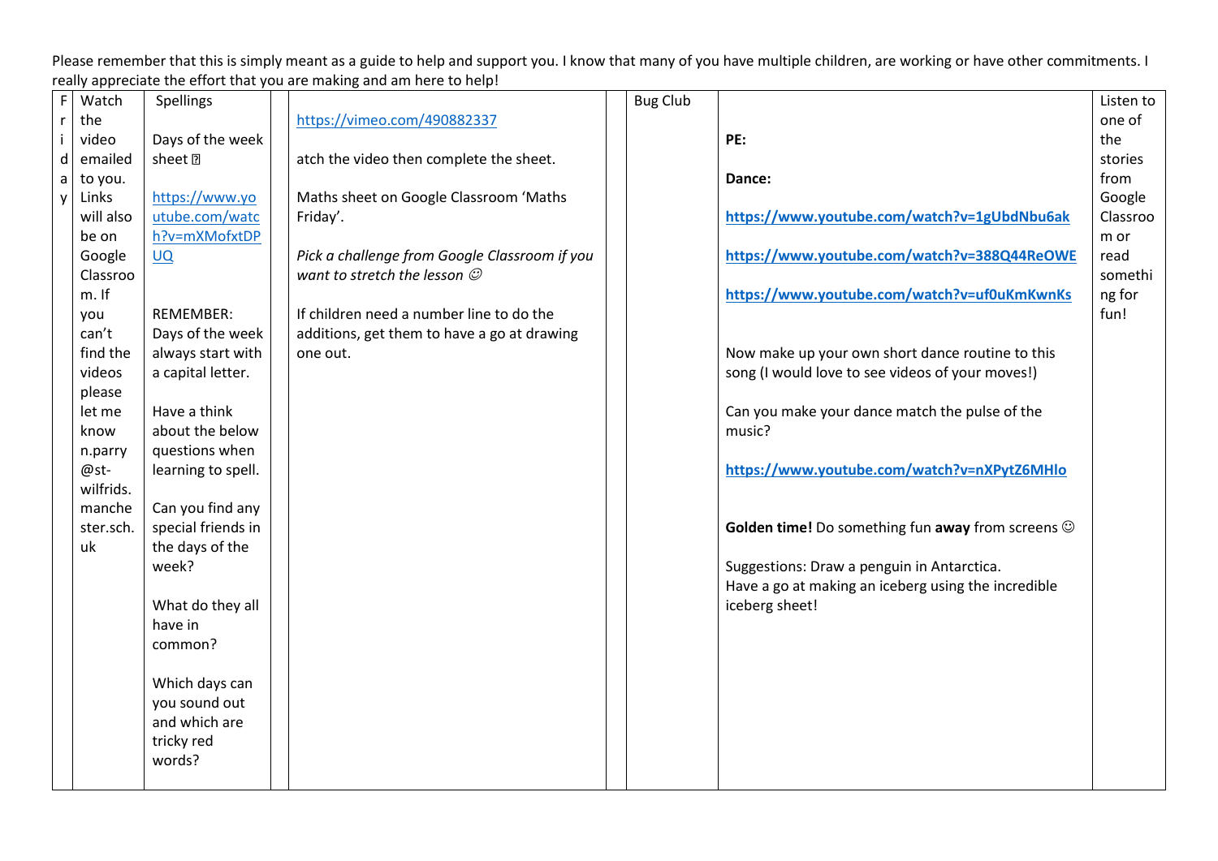Please remember that this is simply meant as a guide to help and support you. I know that many of you have multiple children, are working or have other commitments. I really appreciate the effort that you are making and am here to help!

| | | | | | | | | |
|---|---|---|---|---|---|---|---|---|
| Friday | Watch the video emailed to you. Links will also be on Google Classroom. If you can't find the videos please let me know n.parry@st-wilfrids.manchester.sch.uk | Spellings<br><br>Days of the week sheet ⍰<br><br>https://www.youtube.com/watch?v=mXMofxtDPUQ<br><br>REMEMBER: Days of the week always start with a capital letter.<br><br>Have a think about the below questions when learning to spell.<br><br>Can you find any special friends in the days of the week?<br><br>What do they all have in common?<br><br>Which days can you sound out and which are tricky red words? | | https://vimeo.com/490882337<br><br>atch the video then complete the sheet.<br><br>Maths sheet on Google Classroom 'Maths Friday'.<br><br>*Pick a challenge from Google Classroom if you want to stretch the lesson ☺*<br><br>If children need a number line to do the additions, get them to have a go at drawing one out. | | Bug Club | **PE:**<br><br>**Dance:**<br><br>**https://www.youtube.com/watch?v=1gUbdNbu6ak**<br><br>**https://www.youtube.com/watch?v=388Q44ReOWE**<br><br>**https://www.youtube.com/watch?v=uf0uKmKwnKs**<br><br>Now make up your own short dance routine to this song (I would love to see videos of your moves!)<br><br>Can you make your dance match the pulse of the music?<br><br>**https://www.youtube.com/watch?v=nXPytZ6MHlo**<br><br>**Golden time!** Do something fun **away** from screens ☺<br><br>Suggestions: Draw a penguin in Antarctica.<br>Have a go at making an iceberg using the incredible iceberg sheet! | Listen to one of the stories from Google Classroom or read something for fun! |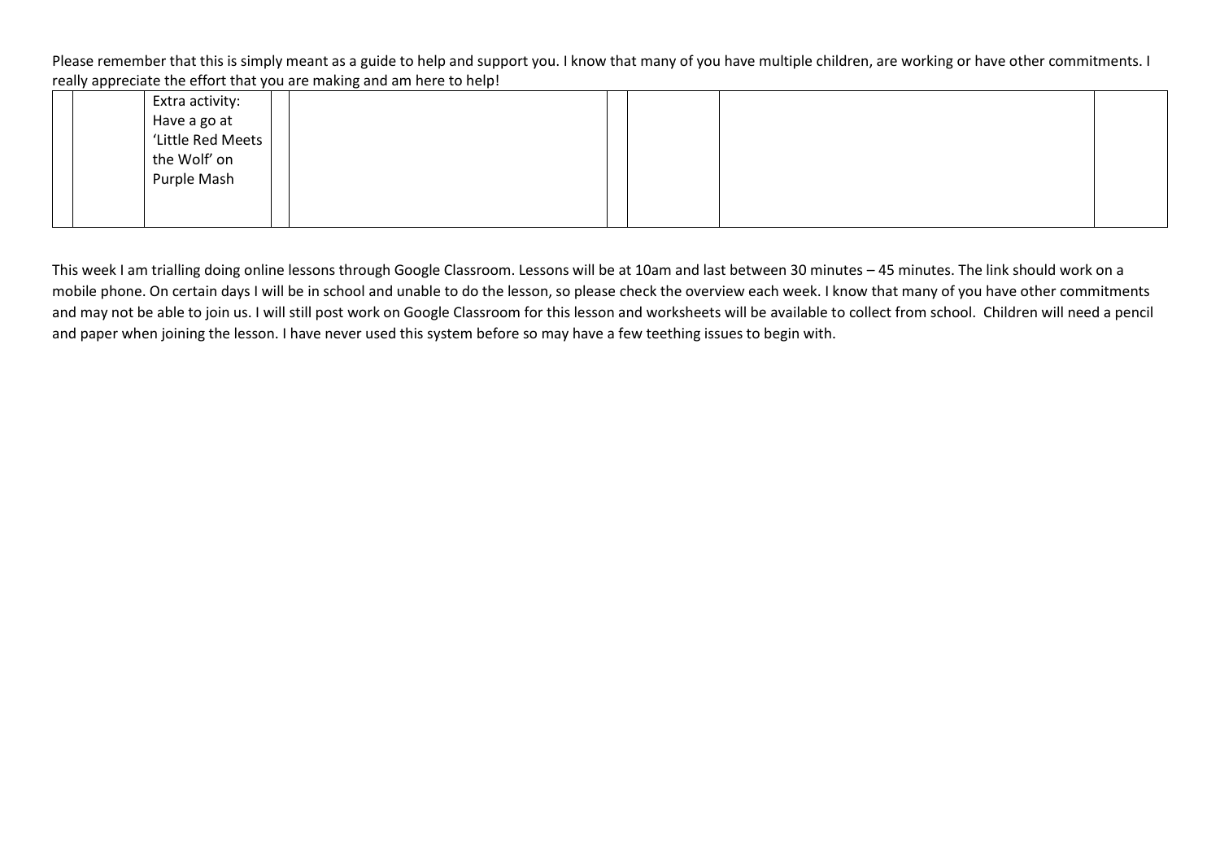Please remember that this is simply meant as a guide to help and support you. I know that many of you have multiple children, are working or have other commitments. I really appreciate the effort that you are making and am here to help!

| | | | | | | | | |
|---|---|---|---|---|---|---|---|---|
| | | Extra activity: Have a go at 'Little Red Meets the Wolf' on Purple Mash | | | | | | |

This week I am trialling doing online lessons through Google Classroom. Lessons will be at 10am and last between 30 minutes – 45 minutes. The link should work on a mobile phone. On certain days I will be in school and unable to do the lesson, so please check the overview each week. I know that many of you have other commitments and may not be able to join us. I will still post work on Google Classroom for this lesson and worksheets will be available to collect from school. Children will need a pencil and paper when joining the lesson. I have never used this system before so may have a few teething issues to begin with.